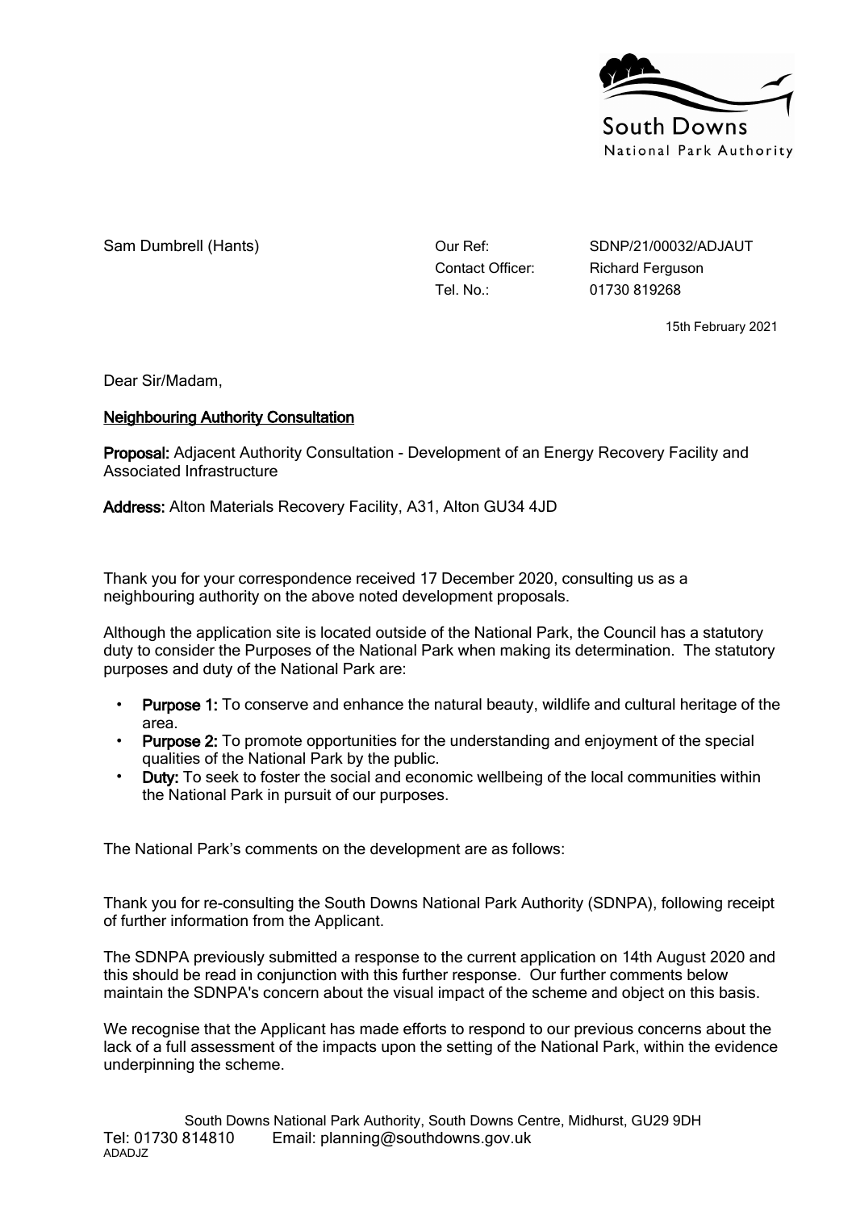South Downs National Park Authority

Sam Dumbrell (Hants)

Our Ref: SDNP/21/00032/ADJAUT
Contact Officer: Richard Ferguson
Tel. No.: 01730 819268

15th February 2021

Dear Sir/Madam,

<u>**Neighbouring Authority Consultation**</u>

**Proposal:** Adjacent Authority Consultation - Development of an Energy Recovery Facility and Associated Infrastructure

**Address:** Alton Materials Recovery Facility, A31, Alton GU34 4JD

Thank you for your correspondence received 17 December 2020, consulting us as a neighbouring authority on the above noted development proposals.

Although the application site is located outside of the National Park, the Council has a statutory duty to consider the Purposes of the National Park when making its determination. The statutory purposes and duty of the National Park are:

- **Purpose 1:** To conserve and enhance the natural beauty, wildlife and cultural heritage of the area.
- **Purpose 2:** To promote opportunities for the understanding and enjoyment of the special qualities of the National Park by the public.
- **Duty:** To seek to foster the social and economic wellbeing of the local communities within the National Park in pursuit of our purposes.

The National Park's comments on the development are as follows:

Thank you for re-consulting the South Downs National Park Authority (SDNPA), following receipt of further information from the Applicant.

The SDNPA previously submitted a response to the current application on 14th August 2020 and this should be read in conjunction with this further response. Our further comments below maintain the SDNPA's concern about the visual impact of the scheme and object on this basis.

We recognise that the Applicant has made efforts to respond to our previous concerns about the lack of a full assessment of the impacts upon the setting of the National Park, within the evidence underpinning the scheme.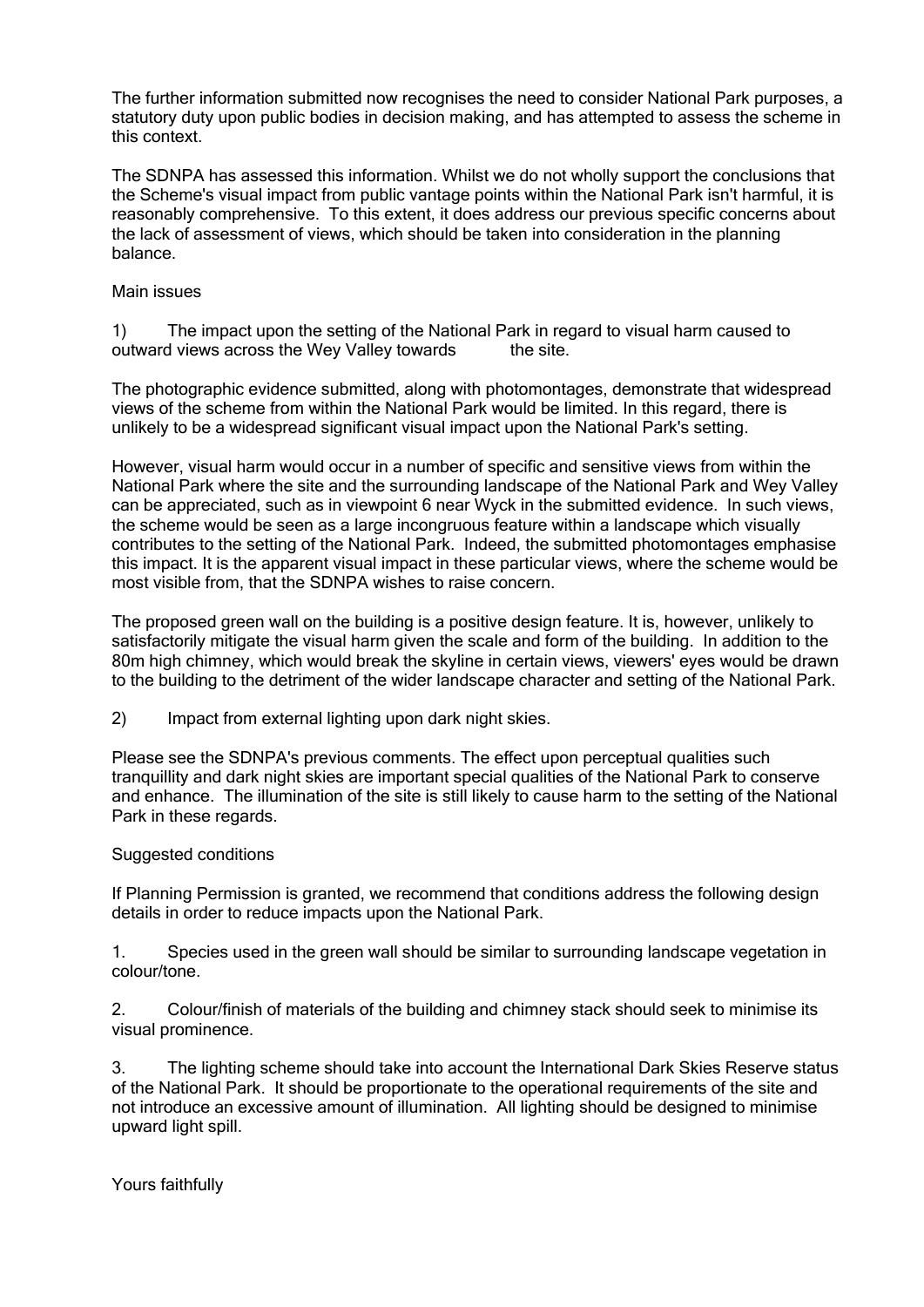The further information submitted now recognises the need to consider National Park purposes, a statutory duty upon public bodies in decision making, and has attempted to assess the scheme in this context.

The SDNPA has assessed this information. Whilst we do not wholly support the conclusions that the Scheme's visual impact from public vantage points within the National Park isn't harmful, it is reasonably comprehensive. To this extent, it does address our previous specific concerns about the lack of assessment of views, which should be taken into consideration in the planning balance.

Main issues

1) The impact upon the setting of the National Park in regard to visual harm caused to outward views across the Wey Valley towards the site.

The photographic evidence submitted, along with photomontages, demonstrate that widespread views of the scheme from within the National Park would be limited. In this regard, there is unlikely to be a widespread significant visual impact upon the National Park's setting.

However, visual harm would occur in a number of specific and sensitive views from within the National Park where the site and the surrounding landscape of the National Park and Wey Valley can be appreciated, such as in viewpoint 6 near Wyck in the submitted evidence. In such views, the scheme would be seen as a large incongruous feature within a landscape which visually contributes to the setting of the National Park. Indeed, the submitted photomontages emphasise this impact. It is the apparent visual impact in these particular views, where the scheme would be most visible from, that the SDNPA wishes to raise concern.

The proposed green wall on the building is a positive design feature. It is, however, unlikely to satisfactorily mitigate the visual harm given the scale and form of the building. In addition to the 80m high chimney, which would break the skyline in certain views, viewers' eyes would be drawn to the building to the detriment of the wider landscape character and setting of the National Park.

2) Impact from external lighting upon dark night skies.

Please see the SDNPA's previous comments. The effect upon perceptual qualities such tranquillity and dark night skies are important special qualities of the National Park to conserve and enhance. The illumination of the site is still likely to cause harm to the setting of the National Park in these regards.

Suggested conditions

If Planning Permission is granted, we recommend that conditions address the following design details in order to reduce impacts upon the National Park.

1. Species used in the green wall should be similar to surrounding landscape vegetation in colour/tone.

2. Colour/finish of materials of the building and chimney stack should seek to minimise its visual prominence.

3. The lighting scheme should take into account the International Dark Skies Reserve status of the National Park. It should be proportionate to the operational requirements of the site and not introduce an excessive amount of illumination. All lighting should be designed to minimise upward light spill.

Yours faithfully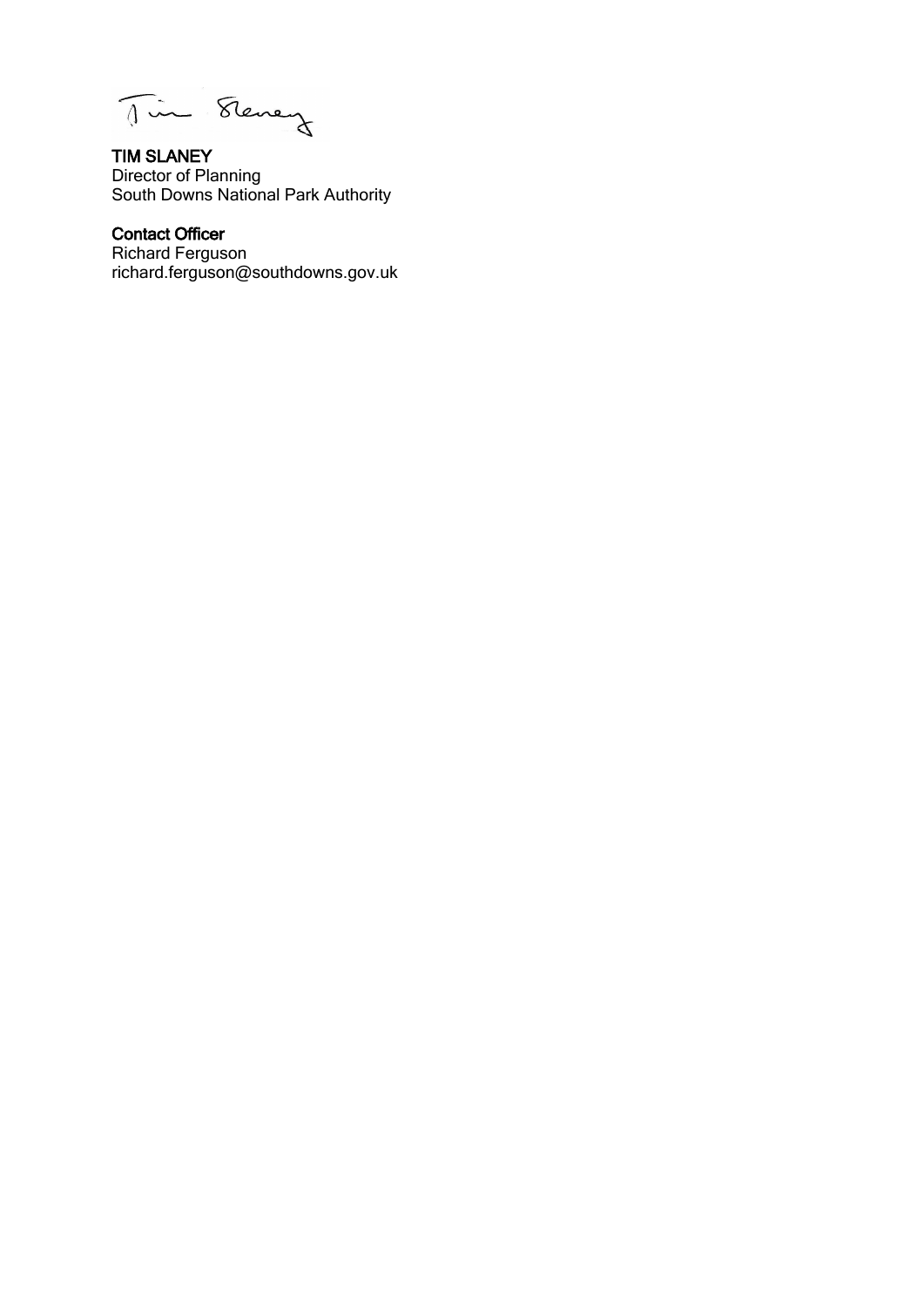**TIM SLANEY**
Director of Planning
South Downs National Park Authority

**Contact Officer**
Richard Ferguson
richard.ferguson@southdowns.gov.uk